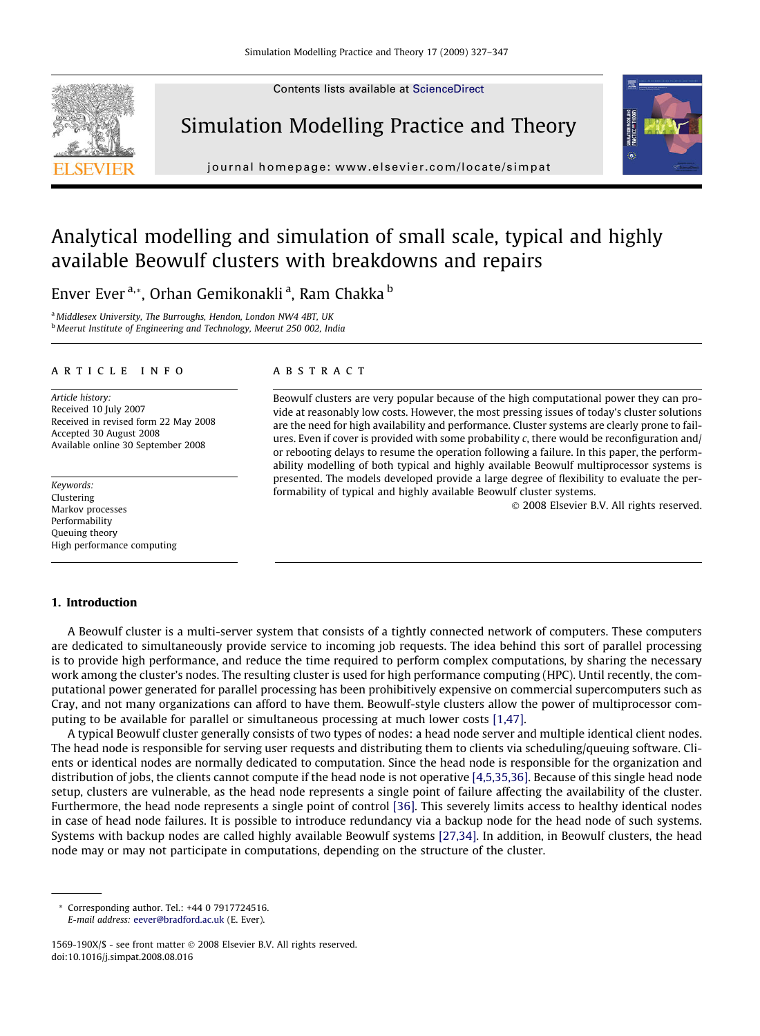# Analytical modelling and simulation of small scale, typical and highly available Beowulf clusters with breakdowns and repairs

Enver Ever [a,*], Orhan Gemikonakli [a], Ram Chakka [b]

[a] Middlesex University, The Burroughs, Hendon, London NW4 4BT, UK

[b] Meerut Institute of Engineering and Technology, Meerut 250 002, India

**ARTICLE INFO**

*Article history:*
Received 10 July 2007
Received in revised form 22 May 2008
Accepted 30 August 2008
Available online 30 September 2008

*Keywords:*
Clustering
Markov processes
Performability
Queuing theory
High performance computing

**ABSTRACT**

Beowulf clusters are very popular because of the high computational power they can provide at reasonably low costs. However, the most pressing issues of today's cluster solutions are the need for high availability and performance. Cluster systems are clearly prone to failures. Even if cover is provided with some probability $c$, there would be reconfiguration and/or rebooting delays to resume the operation following a failure. In this paper, the performability modelling of both typical and highly available Beowulf multiprocessor systems is presented. The models developed provide a large degree of flexibility to evaluate the performability of typical and highly available Beowulf cluster systems.

© 2008 Elsevier B.V. All rights reserved.

## 1. Introduction

A Beowulf cluster is a multi-server system that consists of a tightly connected network of computers. These computers are dedicated to simultaneously provide service to incoming job requests. The idea behind this sort of parallel processing is to provide high performance, and reduce the time required to perform complex computations, by sharing the necessary work among the cluster's nodes. The resulting cluster is used for high performance computing (HPC). Until recently, the computational power generated for parallel processing has been prohibitively expensive on commercial supercomputers such as Cray, and not many organizations can afford to have them. Beowulf-style clusters allow the power of multiprocessor computing to be available for parallel or simultaneous processing at much lower costs [1,47].

A typical Beowulf cluster generally consists of two types of nodes: a head node server and multiple identical client nodes. The head node is responsible for serving user requests and distributing them to clients via scheduling/queuing software. Clients or identical nodes are normally dedicated to computation. Since the head node is responsible for the organization and distribution of jobs, the clients cannot compute if the head node is not operative [4,5,35,36]. Because of this single head node setup, clusters are vulnerable, as the head node represents a single point of failure affecting the availability of the cluster. Furthermore, the head node represents a single point of control [36]. This severely limits access to healthy identical nodes in case of head node failures. It is possible to introduce redundancy via a backup node for the head node of such systems. Systems with backup nodes are called highly available Beowulf systems [27,34]. In addition, in Beowulf clusters, the head node may or may not participate in computations, depending on the structure of the cluster.

* Corresponding author. Tel.: +44 0 7917724516.
*E-mail address:* eever@bradford.ac.uk (E. Ever).

1569-190X/$ - see front matter © 2008 Elsevier B.V. All rights reserved.
doi:10.1016/j.simpat.2008.08.016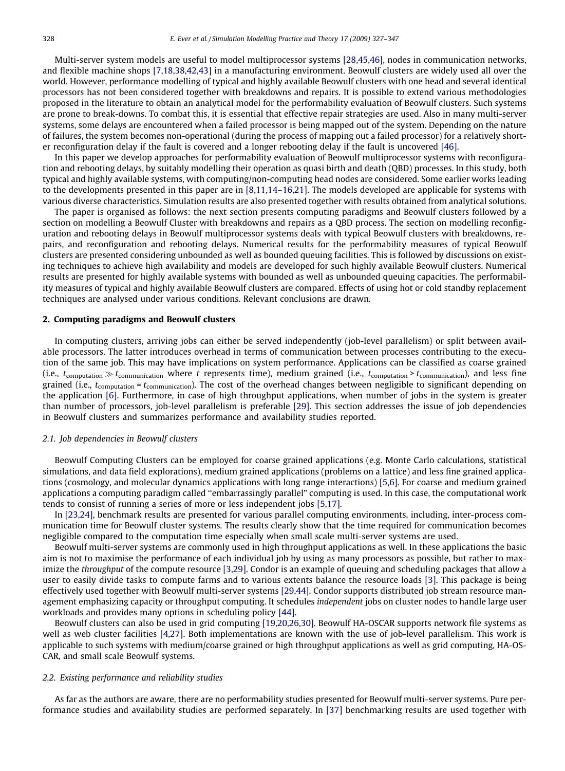Multi-server system models are useful to model multiprocessor systems [28,45,46], nodes in communication networks, and flexible machine shops [7,18,38,42,43] in a manufacturing environment. Beowulf clusters are widely used all over the world. However, performance modelling of typical and highly available Beowulf clusters with one head and several identical processors has not been considered together with breakdowns and repairs. It is possible to extend various methodologies proposed in the literature to obtain an analytical model for the performability evaluation of Beowulf clusters. Such systems are prone to break-downs. To combat this, it is essential that effective repair strategies are used. Also in many multi-server systems, some delays are encountered when a failed processor is being mapped out of the system. Depending on the nature of failures, the system becomes non-operational (during the process of mapping out a failed processor) for a relatively shorter reconfiguration delay if the fault is covered and a longer rebooting delay if the fault is uncovered [46].

In this paper we develop approaches for performability evaluation of Beowulf multiprocessor systems with reconfiguration and rebooting delays, by suitably modelling their operation as quasi birth and death (QBD) processes. In this study, both typical and highly available systems, with computing/non-computing head nodes are considered. Some earlier works leading to the developments presented in this paper are in [8,11,14–16,21]. The models developed are applicable for systems with various diverse characteristics. Simulation results are also presented together with results obtained from analytical solutions.

The paper is organised as follows: the next section presents computing paradigms and Beowulf clusters followed by a section on modelling a Beowulf Cluster with breakdowns and repairs as a QBD process. The section on modelling reconfiguration and rebooting delays in Beowulf multiprocessor systems deals with typical Beowulf clusters with breakdowns, repairs, and reconfiguration and rebooting delays. Numerical results for the performability measures of typical Beowulf clusters are presented considering unbounded as well as bounded queuing facilities. This is followed by discussions on existing techniques to achieve high availability and models are developed for such highly available Beowulf clusters. Numerical results are presented for highly available systems with bounded as well as unbounded queuing capacities. The performability measures of typical and highly available Beowulf clusters are compared. Effects of using hot or cold standby replacement techniques are analysed under various conditions. Relevant conclusions are drawn.

## 2. Computing paradigms and Beowulf clusters

In computing clusters, arriving jobs can either be served independently (job-level parallelism) or split between available processors. The latter introduces overhead in terms of communication between processes contributing to the execution of the same job. This may have implications on system performance. Applications can be classified as coarse grained (i.e., $t_{\text{computation}} \gg t_{\text{communication}}$ where $t$ represents time), medium grained (i.e., $t_{\text{computation}} > t_{\text{communication}}$), and less fine grained (i.e., $t_{\text{computation}} = t_{\text{communication}}$). The cost of the overhead changes between negligible to significant depending on the application [6]. Furthermore, in case of high throughput applications, when number of jobs in the system is greater than number of processors, job-level parallelism is preferable [29]. This section addresses the issue of job dependencies in Beowulf clusters and summarizes performance and availability studies reported.

### 2.1. Job dependencies in Beowulf clusters

Beowulf Computing Clusters can be employed for coarse grained applications (e.g. Monte Carlo calculations, statistical simulations, and data field explorations), medium grained applications (problems on a lattice) and less fine grained applications (cosmology, and molecular dynamics applications with long range interactions) [5,6]. For coarse and medium grained applications a computing paradigm called "embarrassingly parallel" computing is used. In this case, the computational work tends to consist of running a series of more or less independent jobs [5,17].

In [23,24], benchmark results are presented for various parallel computing environments, including, inter-process communication time for Beowulf cluster systems. The results clearly show that the time required for communication becomes negligible compared to the computation time especially when small scale multi-server systems are used.

Beowulf multi-server systems are commonly used in high throughput applications as well. In these applications the basic aim is not to maximise the performance of each individual job by using as many processors as possible, but rather to maximize the *throughput* of the compute resource [3,29]. Condor is an example of queuing and scheduling packages that allow a user to easily divide tasks to compute farms and to various extents balance the resource loads [3]. This package is being effectively used together with Beowulf multi-server systems [29,44]. Condor supports distributed job stream resource management emphasizing capacity or throughput computing. It schedules *independent* jobs on cluster nodes to handle large user workloads and provides many options in scheduling policy [44].

Beowulf clusters can also be used in grid computing [19,20,26,30]. Beowulf HA-OSCAR supports network file systems as well as web cluster facilities [4,27]. Both implementations are known with the use of job-level parallelism. This work is applicable to such systems with medium/coarse grained or high throughput applications as well as grid computing, HA-OSCAR, and small scale Beowulf systems.

### 2.2. Existing performance and reliability studies

As far as the authors are aware, there are no performability studies presented for Beowulf multi-server systems. Pure performance studies and availability studies are performed separately. In [37] benchmarking results are used together with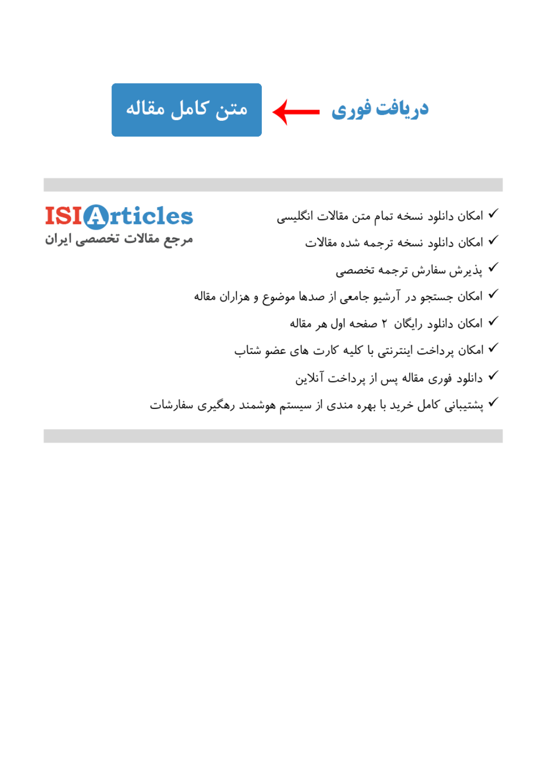متن کامل مقاله ← دریافت فوری

ISIArticles

مرجع مقالات تخصصی ایران

- ✓ امکان دانلود نسخه تمام متن مقالات انگلیسی
- ✓ امکان دانلود نسخه ترجمه شده مقالات
- ✓ پذیرش سفارش ترجمه تخصصی
- ✓ امکان جستجو در آرشیو جامعی از صدها موضوع و هزاران مقاله
- ✓ امکان دانلود رایگان ۲ صفحه اول هر مقاله
- ✓ امکان پرداخت اینترنتی با کلیه کارت های عضو شتاب
- ✓ دانلود فوری مقاله پس از پرداخت آنلاین
- ✓ پشتیبانی کامل خرید با بهره مندی از سیستم هوشمند رهگیری سفارشات